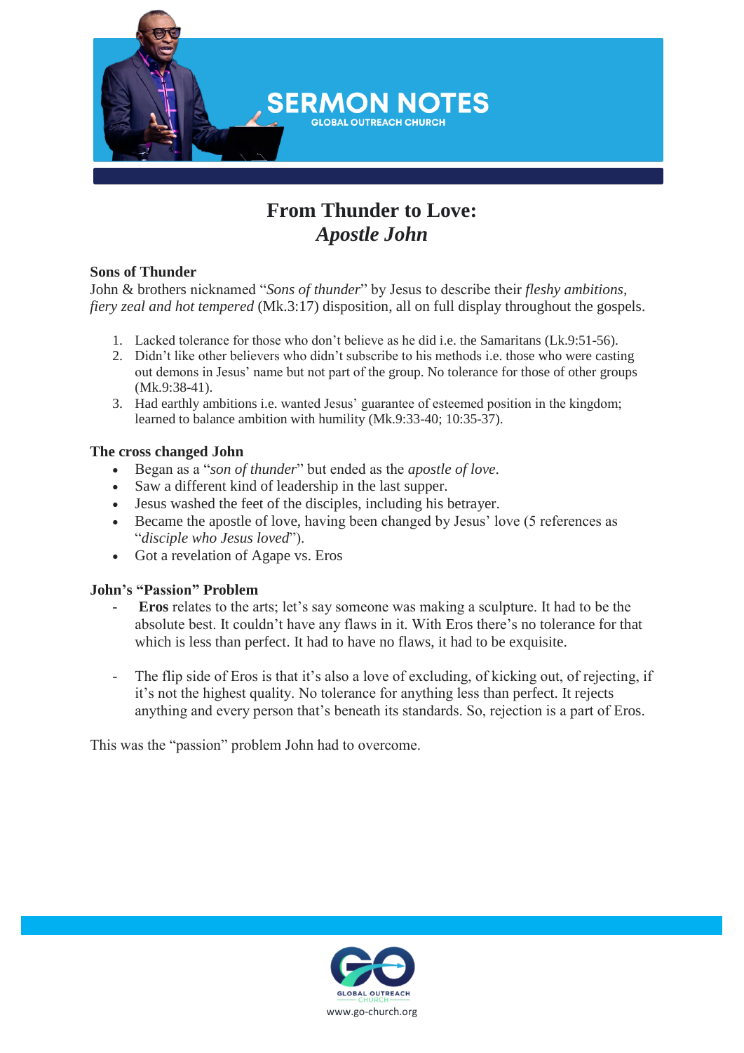# From Thunder to Love:
## *Apostle John*

### Sons of Thunder

John & brothers nicknamed "*Sons of thunder*" by Jesus to describe their *fleshy ambitions, fiery zeal and hot tempered* (Mk.3:17) disposition, all on full display throughout the gospels.

1. Lacked tolerance for those who don't believe as he did i.e. the Samaritans (Lk.9:51-56).
2. Didn't like other believers who didn't subscribe to his methods i.e. those who were casting out demons in Jesus' name but not part of the group. No tolerance for those of other groups (Mk.9:38-41).
3. Had earthly ambitions i.e. wanted Jesus' guarantee of esteemed position in the kingdom; learned to balance ambition with humility (Mk.9:33-40; 10:35-37).

### The cross changed John

- Began as a "*son of thunder*" but ended as the *apostle of love*.
- Saw a different kind of leadership in the last supper.
- Jesus washed the feet of the disciples, including his betrayer.
- Became the apostle of love, having been changed by Jesus' love (5 references as "*disciple who Jesus loved*").
- Got a revelation of Agape vs. Eros

### John's "Passion" Problem

- **Eros** relates to the arts; let's say someone was making a sculpture. It had to be the absolute best. It couldn't have any flaws in it. With Eros there's no tolerance for that which is less than perfect. It had to have no flaws, it had to be exquisite.

- The flip side of Eros is that it's also a love of excluding, of kicking out, of rejecting, if it's not the highest quality. No tolerance for anything less than perfect. It rejects anything and every person that's beneath its standards. So, rejection is a part of Eros.

This was the "passion" problem John had to overcome.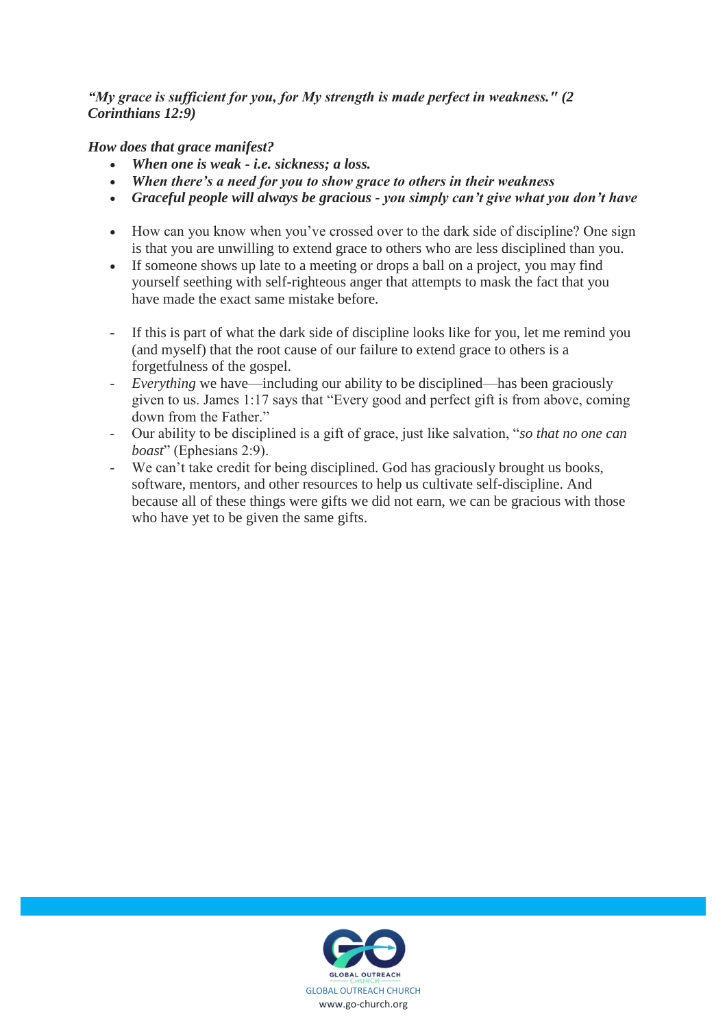***"My grace is sufficient for you, for My strength is made perfect in weakness." (2 Corinthians 12:9)***

***How does that grace manifest?***

- ***When one is weak - i.e. sickness; a loss.***
- ***When there's a need for you to show grace to others in their weakness***
- ***Graceful people will always be gracious - you simply can't give what you don't have***

- How can you know when you've crossed over to the dark side of discipline? One sign is that you are unwilling to extend grace to others who are less disciplined than you.
- If someone shows up late to a meeting or drops a ball on a project, you may find yourself seething with self-righteous anger that attempts to mask the fact that you have made the exact same mistake before.

- If this is part of what the dark side of discipline looks like for you, let me remind you (and myself) that the root cause of our failure to extend grace to others is a forgetfulness of the gospel.
- *Everything* we have—including our ability to be disciplined—has been graciously given to us. James 1:17 says that "Every good and perfect gift is from above, coming down from the Father."
- Our ability to be disciplined is a gift of grace, just like salvation, "*so that no one can boast*" (Ephesians 2:9).
- We can't take credit for being disciplined. God has graciously brought us books, software, mentors, and other resources to help us cultivate self-discipline. And because all of these things were gifts we did not earn, we can be gracious with those who have yet to be given the same gifts.